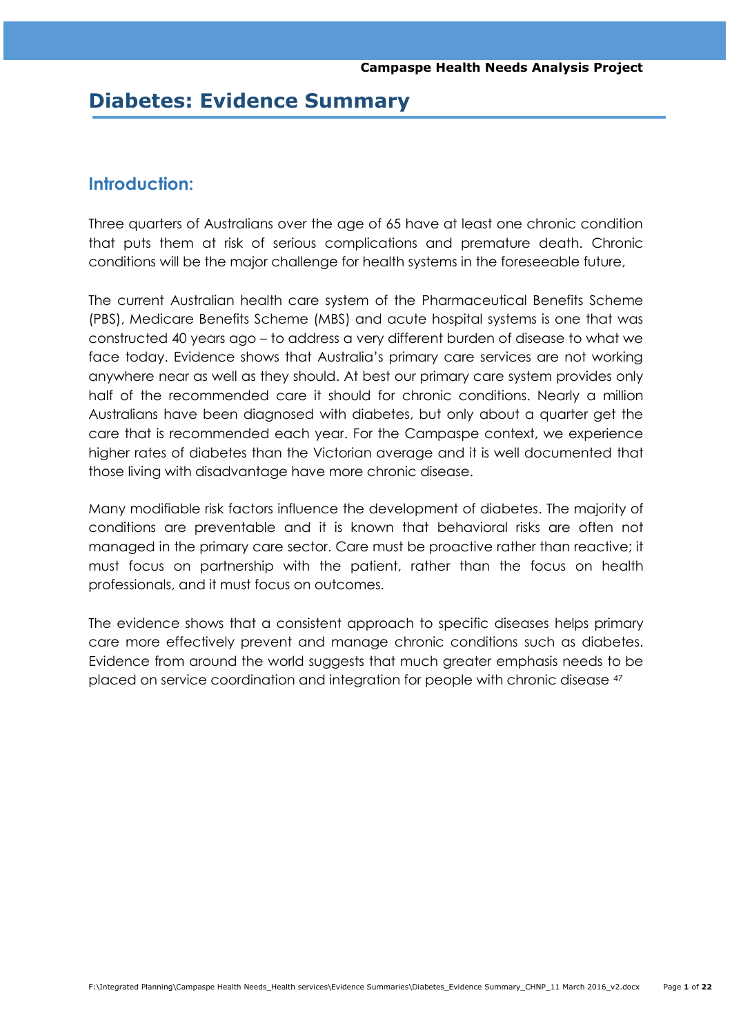# Diabetes: Evidence Summary

## Introduction:

Three quarters of Australians over the age of 65 have at least one chronic condition that puts them at risk of serious complications and premature death. Chronic conditions will be the major challenge for health systems in the foreseeable future,

The current Australian health care system of the Pharmaceutical Benefits Scheme (PBS), Medicare Benefits Scheme (MBS) and acute hospital systems is one that was constructed 40 years ago – to address a very different burden of disease to what we face today. Evidence shows that Australia's primary care services are not working anywhere near as well as they should. At best our primary care system provides only half of the recommended care it should for chronic conditions. Nearly a million Australians have been diagnosed with diabetes, but only about a quarter get the care that is recommended each year. For the Campaspe context, we experience higher rates of diabetes than the Victorian average and it is well documented that those living with disadvantage have more chronic disease.

Many modifiable risk factors influence the development of diabetes. The majority of conditions are preventable and it is known that behavioral risks are often not managed in the primary care sector. Care must be proactive rather than reactive; it must focus on partnership with the patient, rather than the focus on health professionals, and it must focus on outcomes.

The evidence shows that a consistent approach to specific diseases helps primary care more effectively prevent and manage chronic conditions such as diabetes. Evidence from around the world suggests that much greater emphasis needs to be placed on service coordination and integration for people with chronic disease [47]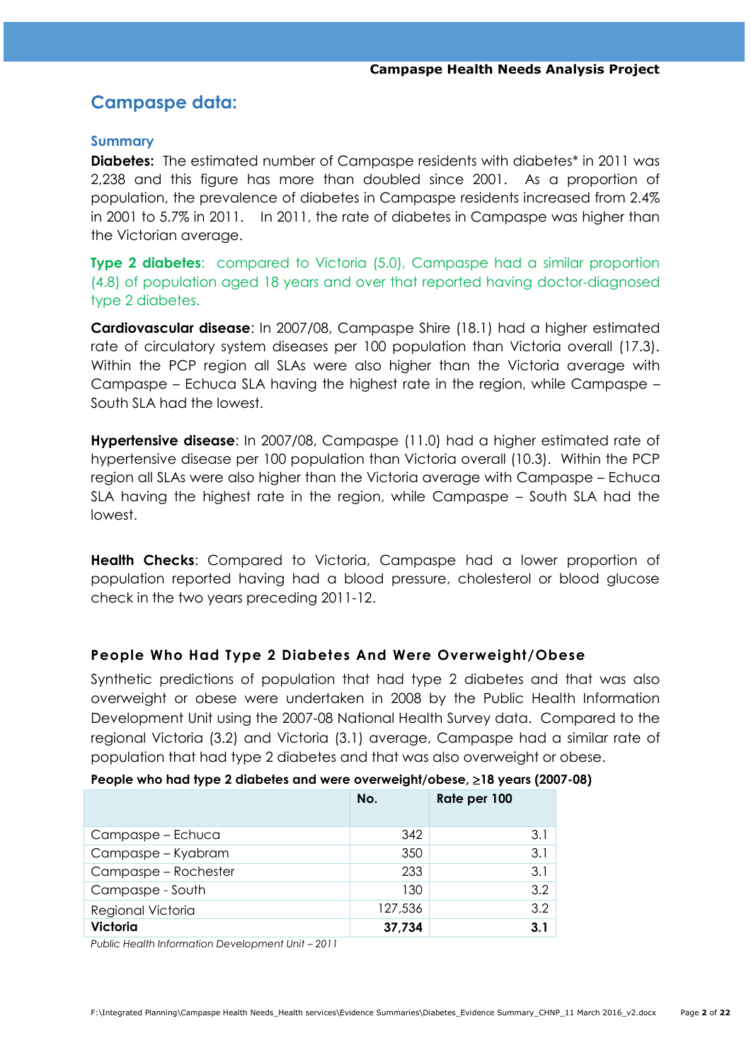## Campaspe data:

### Summary

**Diabetes:** The estimated number of Campaspe residents with diabetes* in 2011 was 2,238 and this figure has more than doubled since 2001. As a proportion of population, the prevalence of diabetes in Campaspe residents increased from 2.4% in 2001 to 5.7% in 2011. In 2011, the rate of diabetes in Campaspe was higher than the Victorian average.

**Type 2 diabetes**: compared to Victoria (5.0), Campaspe had a similar proportion (4.8) of population aged 18 years and over that reported having doctor-diagnosed type 2 diabetes.

**Cardiovascular disease**: In 2007/08, Campaspe Shire (18.1) had a higher estimated rate of circulatory system diseases per 100 population than Victoria overall (17.3). Within the PCP region all SLAs were also higher than the Victoria average with Campaspe – Echuca SLA having the highest rate in the region, while Campaspe – South SLA had the lowest.

**Hypertensive disease**: In 2007/08, Campaspe (11.0) had a higher estimated rate of hypertensive disease per 100 population than Victoria overall (10.3). Within the PCP region all SLAs were also higher than the Victoria average with Campaspe – Echuca SLA having the highest rate in the region, while Campaspe – South SLA had the lowest.

**Health Checks**: Compared to Victoria, Campaspe had a lower proportion of population reported having had a blood pressure, cholesterol or blood glucose check in the two years preceding 2011-12.

### People Who Had Type 2 Diabetes And Were Overweight/Obese

Synthetic predictions of population that had type 2 diabetes and that was also overweight or obese were undertaken in 2008 by the Public Health Information Development Unit using the 2007-08 National Health Survey data. Compared to the regional Victoria (3.2) and Victoria (3.1) average, Campaspe had a similar rate of population that had type 2 diabetes and that was also overweight or obese.

**People who had type 2 diabetes and were overweight/obese, ≥18 years (2007-08)**

| | No. | Rate per 100 |
|---|---|---|
| Campaspe – Echuca | 342 | 3.1 |
| Campaspe – Kyabram | 350 | 3.1 |
| Campaspe – Rochester | 233 | 3.1 |
| Campaspe - South | 130 | 3.2 |
| Regional Victoria | 127,536 | 3.2 |
| **Victoria** | **37,734** | **3.1** |

*Public Health Information Development Unit – 2011*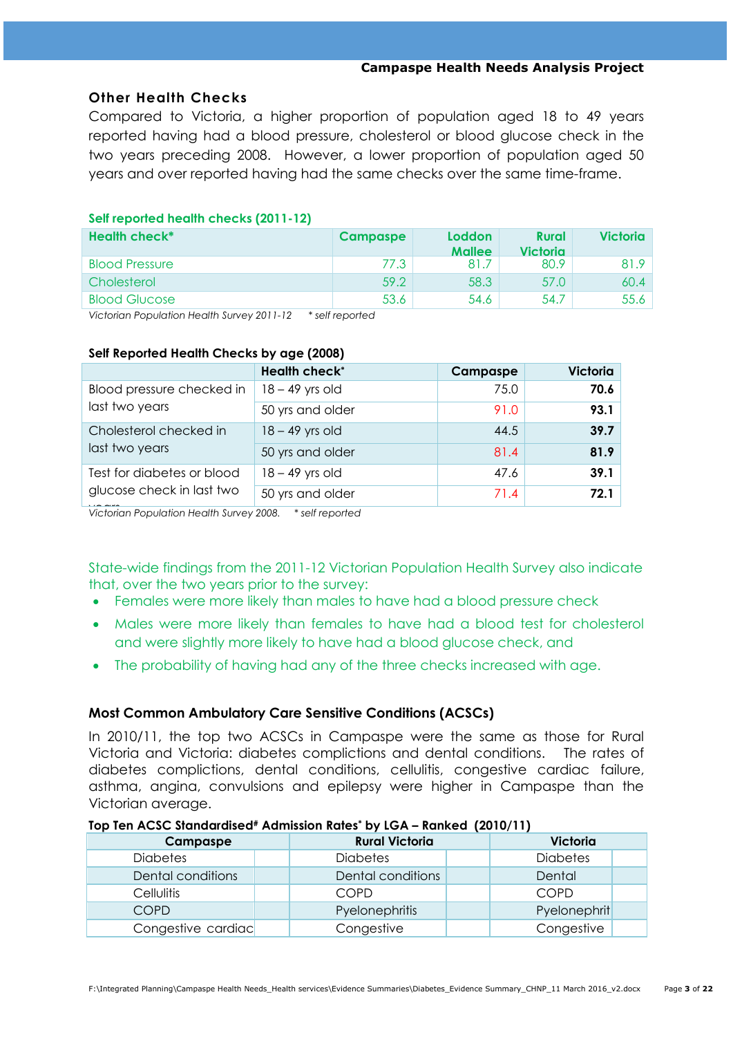### Other Health Checks

Compared to Victoria, a higher proportion of population aged 18 to 49 years reported having had a blood pressure, cholesterol or blood glucose check in the two years preceding 2008. However, a lower proportion of population aged 50 years and over reported having had the same checks over the same time-frame.

**Self reported health checks (2011-12)**

| Health check* | Campaspe | Loddon Mallee | Rural Victoria | Victoria |
|---|---|---|---|---|
| Blood Pressure | 77.3 | 81.7 | 80.9 | 81.9 |
| Cholesterol | 59.2 | 58.3 | 57.0 | 60.4 |
| Blood Glucose | 53.6 | 54.6 | 54.7 | 55.6 |

*Victorian Population Health Survey 2011-12 \* self reported*

**Self Reported Health Checks by age (2008)**

| | Health check* | Campaspe | Victoria |
|---|---|---|---|
| Blood pressure checked in last two years | 18 – 49 yrs old | 75.0 | **70.6** |
| | 50 yrs and older | 91.0 | **93.1** |
| Cholesterol checked in last two years | 18 – 49 yrs old | 44.5 | **39.7** |
| | 50 yrs and older | 81.4 | **81.9** |
| Test for diabetes or blood glucose check in last two years | 18 – 49 yrs old | 47.6 | **39.1** |
| | 50 yrs and older | 71.4 | **72.1** |

*Victorian Population Health Survey 2008. \* self reported*

State-wide findings from the 2011-12 Victorian Population Health Survey also indicate that, over the two years prior to the survey:

- Females were more likely than males to have had a blood pressure check
- Males were more likely than females to have had a blood test for cholesterol and were slightly more likely to have had a blood glucose check, and
- The probability of having had any of the three checks increased with age.

### Most Common Ambulatory Care Sensitive Conditions (ACSCs)

In 2010/11, the top two ACSCs in Campaspe were the same as those for Rural Victoria and Victoria: diabetes complictions and dental conditions. The rates of diabetes complictions, dental conditions, cellulitis, congestive cardiac failure, asthma, angina, convulsions and epilepsy were higher in Campaspe than the Victorian average.

**Top Ten ACSC Standardised# Admission Rates* by LGA – Ranked (2010/11)**

| Campaspe | | Rural Victoria | | Victoria | |
|---|---|---|---|---|---|
| Diabetes | | Diabetes | | Diabetes | |
| Dental conditions | | Dental conditions | | Dental | |
| Cellulitis | | COPD | | COPD | |
| COPD | | Pyelonephritis | | Pyelonephrit | |
| Congestive cardiac | | Congestive | | Congestive | |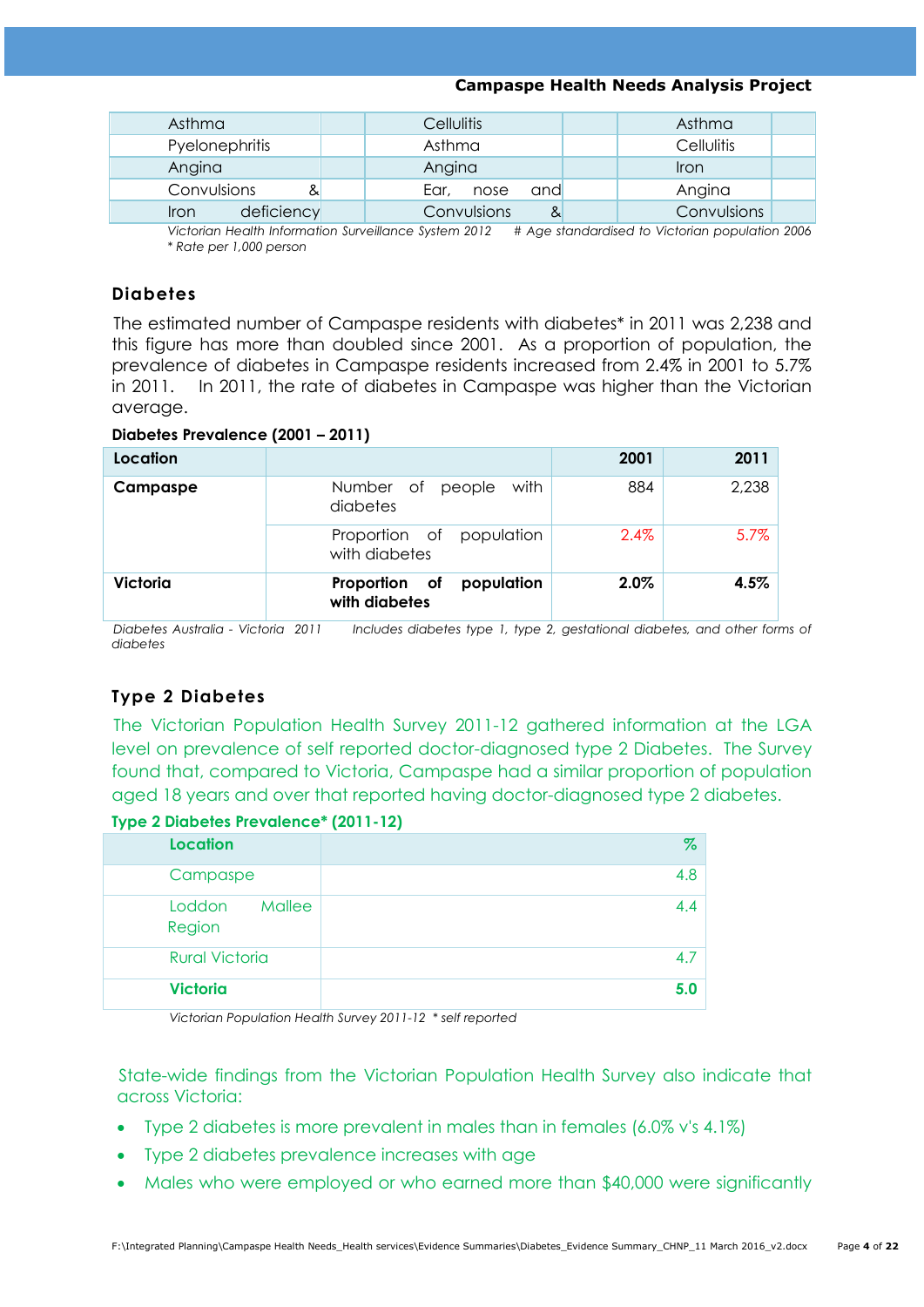| Asthma | | Cellulitis | | Asthma | |
|---|---|---|---|---|---|
| Pyelonephritis | | Asthma | | Cellulitis | |
| Angina | | Angina | | Iron | |
| Convulsions & | | Ear, nose and | | Angina | |
| Iron deficiency | | Convulsions & | | Convulsions | |

*Victorian Health Information Surveillance System 2012 # Age standardised to Victorian population 2006*
*\* Rate per 1,000 person*

## Diabetes

The estimated number of Campaspe residents with diabetes* in 2011 was 2,238 and this figure has more than doubled since 2001. As a proportion of population, the prevalence of diabetes in Campaspe residents increased from 2.4% in 2001 to 5.7% in 2011. In 2011, the rate of diabetes in Campaspe was higher than the Victorian average.

**Diabetes Prevalence (2001 – 2011)**

| Location | | 2001 | 2011 |
|---|---|---|---|
| **Campaspe** | Number of people with diabetes | 884 | 2,238 |
| | Proportion of population with diabetes | 2.4% | 5.7% |
| **Victoria** | **Proportion of population with diabetes** | **2.0%** | **4.5%** |

*Diabetes Australia - Victoria 2011 Includes diabetes type 1, type 2, gestational diabetes, and other forms of diabetes*

## Type 2 Diabetes

The Victorian Population Health Survey 2011-12 gathered information at the LGA level on prevalence of self reported doctor-diagnosed type 2 Diabetes. The Survey found that, compared to Victoria, Campaspe had a similar proportion of population aged 18 years and over that reported having doctor-diagnosed type 2 diabetes.

**Type 2 Diabetes Prevalence* (2011-12)**

| Location | % |
|---|---|
| Campaspe | 4.8 |
| Loddon Mallee Region | 4.4 |
| Rural Victoria | 4.7 |
| **Victoria** | **5.0** |

*Victorian Population Health Survey 2011-12 \* self reported*

State-wide findings from the Victorian Population Health Survey also indicate that across Victoria:

- Type 2 diabetes is more prevalent in males than in females (6.0% v's 4.1%)
- Type 2 diabetes prevalence increases with age
- Males who were employed or who earned more than $40,000 were significantly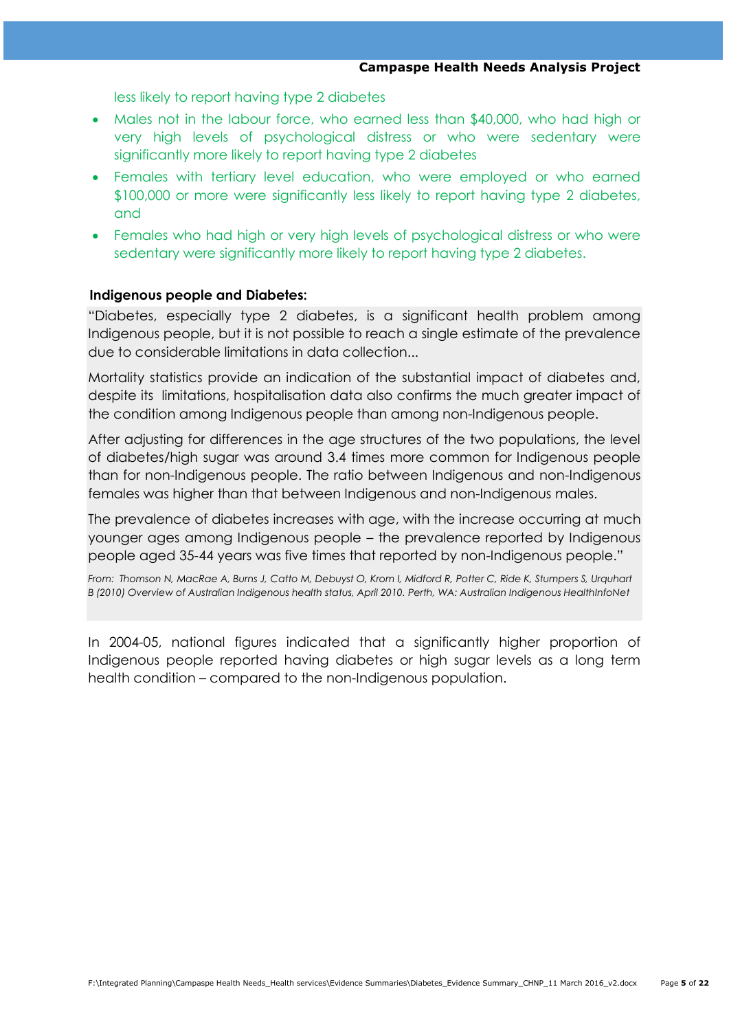less likely to report having type 2 diabetes

- Males not in the labour force, who earned less than $40,000, who had high or very high levels of psychological distress or who were sedentary were significantly more likely to report having type 2 diabetes
- Females with tertiary level education, who were employed or who earned $100,000 or more were significantly less likely to report having type 2 diabetes, and
- Females who had high or very high levels of psychological distress or who were sedentary were significantly more likely to report having type 2 diabetes.

**Indigenous people and Diabetes:**

"Diabetes, especially type 2 diabetes, is a significant health problem among Indigenous people, but it is not possible to reach a single estimate of the prevalence due to considerable limitations in data collection...

Mortality statistics provide an indication of the substantial impact of diabetes and, despite its limitations, hospitalisation data also confirms the much greater impact of the condition among Indigenous people than among non-Indigenous people.

After adjusting for differences in the age structures of the two populations, the level of diabetes/high sugar was around 3.4 times more common for Indigenous people than for non-Indigenous people. The ratio between Indigenous and non-Indigenous females was higher than that between Indigenous and non-Indigenous males.

The prevalence of diabetes increases with age, with the increase occurring at much younger ages among Indigenous people – the prevalence reported by Indigenous people aged 35-44 years was five times that reported by non-Indigenous people."

*From: Thomson N, MacRae A, Burns J, Catto M, Debuyst O, Krom I, Midford R, Potter C, Ride K, Stumpers S, Urquhart B (2010) Overview of Australian Indigenous health status, April 2010. Perth, WA: Australian Indigenous HealthInfoNet*

In 2004-05, national figures indicated that a significantly higher proportion of Indigenous people reported having diabetes or high sugar levels as a long term health condition – compared to the non-Indigenous population.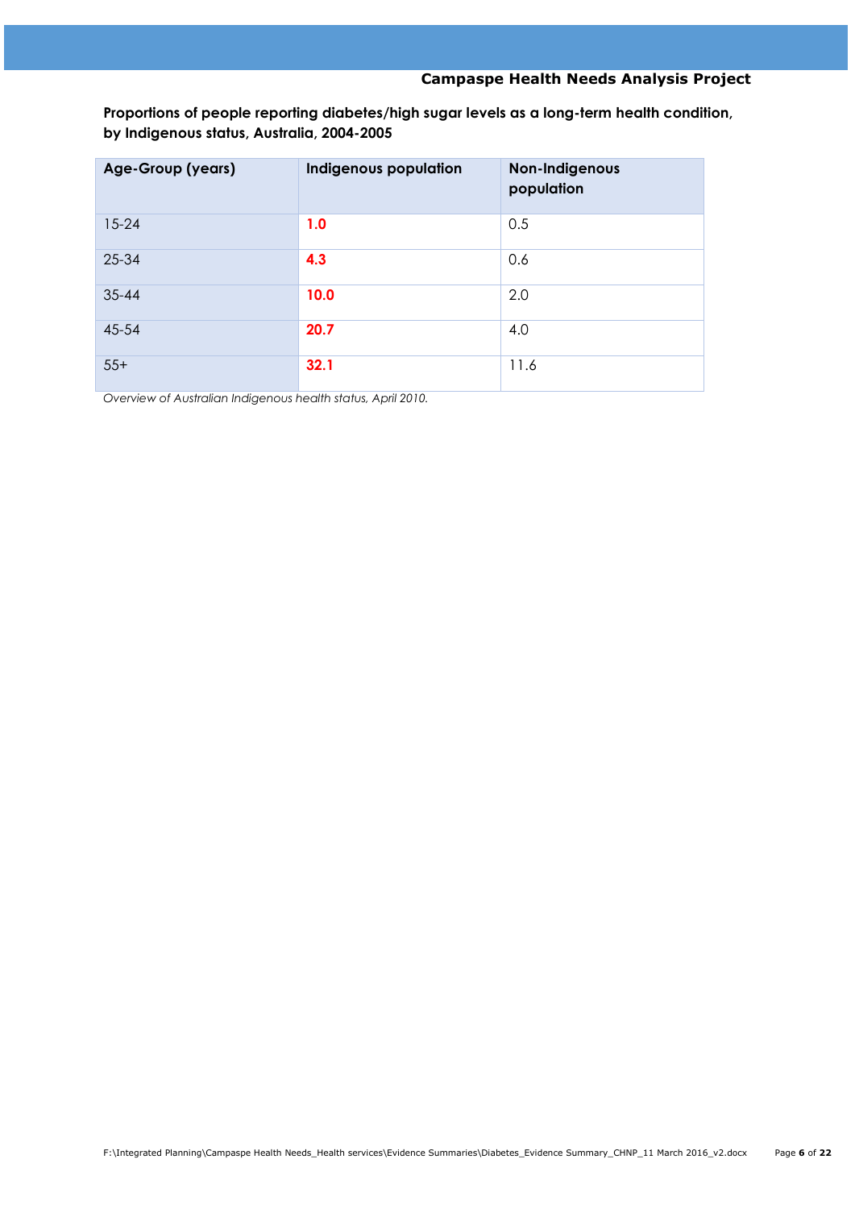**Proportions of people reporting diabetes/high sugar levels as a long-term health condition, by Indigenous status, Australia, 2004-2005**

| Age-Group (years) | Indigenous population | Non-Indigenous population |
|---|---|---|
| 15-24 | **1.0** | 0.5 |
| 25-34 | **4.3** | 0.6 |
| 35-44 | **10.0** | 2.0 |
| 45-54 | **20.7** | 4.0 |
| 55+ | **32.1** | 11.6 |

*Overview of Australian Indigenous health status, April 2010.*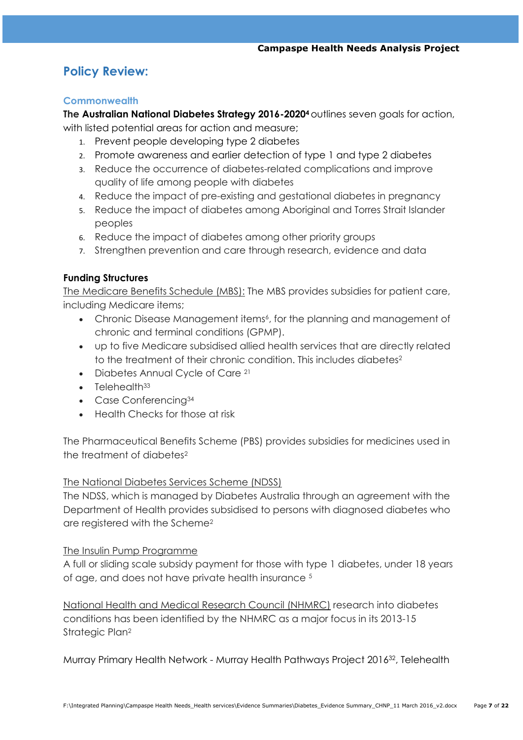## Policy Review:

### Commonwealth

**The Australian National Diabetes Strategy 2016-2020[4]** outlines seven goals for action, with listed potential areas for action and measure;

1. Prevent people developing type 2 diabetes
2. Promote awareness and earlier detection of type 1 and type 2 diabetes
3. Reduce the occurrence of diabetes-related complications and improve quality of life among people with diabetes
4. Reduce the impact of pre-existing and gestational diabetes in pregnancy
5. Reduce the impact of diabetes among Aboriginal and Torres Strait Islander peoples
6. Reduce the impact of diabetes among other priority groups
7. Strengthen prevention and care through research, evidence and data

**Funding Structures**

<u>The Medicare Benefits Schedule (MBS):</u> The MBS provides subsidies for patient care, including Medicare items;

- Chronic Disease Management items[6], for the planning and management of chronic and terminal conditions (GPMP).
- up to five Medicare subsidised allied health services that are directly related to the treatment of their chronic condition. This includes diabetes[2]
- Diabetes Annual Cycle of Care [21]
- Telehealth[33]
- Case Conferencing[34]
- Health Checks for those at risk

The Pharmaceutical Benefits Scheme (PBS) provides subsidies for medicines used in the treatment of diabetes[2]

<u>The National Diabetes Services Scheme (NDSS)</u>

The NDSS, which is managed by Diabetes Australia through an agreement with the Department of Health provides subsidised to persons with diagnosed diabetes who are registered with the Scheme[2]

<u>The Insulin Pump Programme</u>

A full or sliding scale subsidy payment for those with type 1 diabetes, under 18 years of age, and does not have private health insurance [5]

<u>National Health and Medical Research Council (NHMRC)</u> research into diabetes conditions has been identified by the NHMRC as a major focus in its 2013-15 Strategic Plan[2]

Murray Primary Health Network - Murray Health Pathways Project 2016[32], Telehealth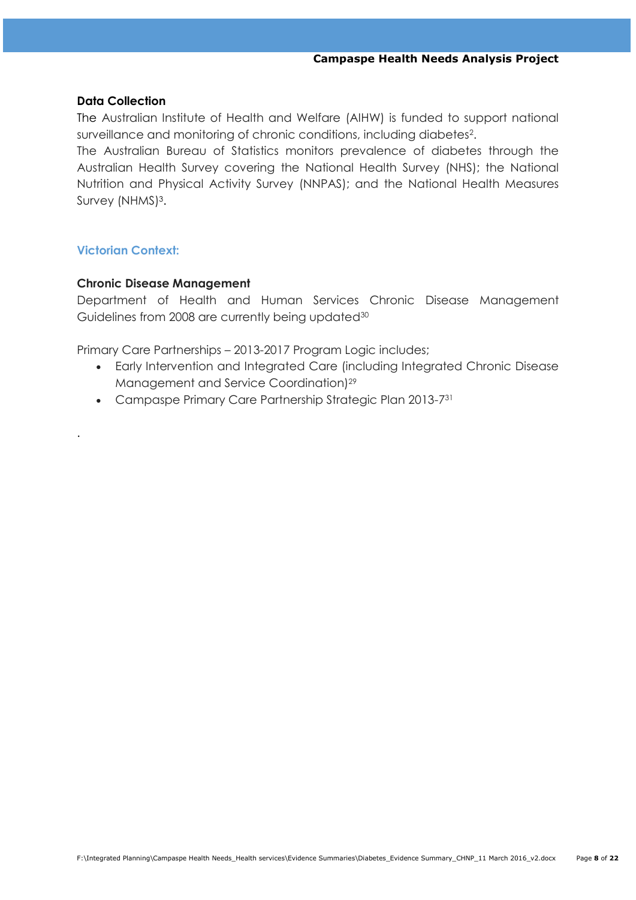### Data Collection

The Australian Institute of Health and Welfare (AIHW) is funded to support national surveillance and monitoring of chronic conditions, including diabetes[2].

The Australian Bureau of Statistics monitors prevalence of diabetes through the Australian Health Survey covering the National Health Survey (NHS); the National Nutrition and Physical Activity Survey (NNPAS); and the National Health Measures Survey (NHMS)[3].

## Victorian Context:

### Chronic Disease Management

Department of Health and Human Services Chronic Disease Management Guidelines from 2008 are currently being updated[30]

Primary Care Partnerships – 2013-2017 Program Logic includes;

- Early Intervention and Integrated Care (including Integrated Chronic Disease Management and Service Coordination)[29]
- Campaspe Primary Care Partnership Strategic Plan 2013-7[31]

.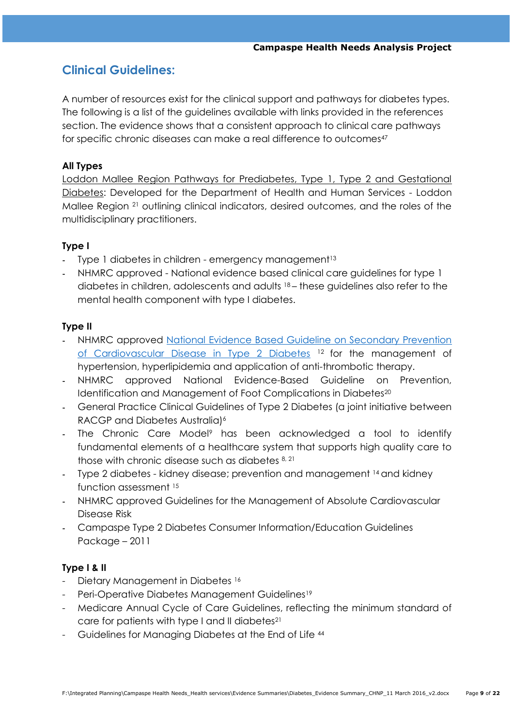## Clinical Guidelines:

A number of resources exist for the clinical support and pathways for diabetes types. The following is a list of the guidelines available with links provided in the references section. The evidence shows that a consistent approach to clinical care pathways for specific chronic diseases can make a real difference to outcomes[47]

**All Types**

Loddon Mallee Region Pathways for Prediabetes, Type 1, Type 2 and Gestational Diabetes: Developed for the Department of Health and Human Services - Loddon Mallee Region [21] outlining clinical indicators, desired outcomes, and the roles of the multidisciplinary practitioners.

**Type I**

- Type 1 diabetes in children - emergency management[13]
- NHMRC approved - National evidence based clinical care guidelines for type 1 diabetes in children, adolescents and adults [18] – these guidelines also refer to the mental health component with type I diabetes.

**Type II**

- NHMRC approved National Evidence Based Guideline on Secondary Prevention of Cardiovascular Disease in Type 2 Diabetes [12] for the management of hypertension, hyperlipidemia and application of anti-thrombotic therapy.
- NHMRC approved National Evidence-Based Guideline on Prevention, Identification and Management of Foot Complications in Diabetes[20]
- General Practice Clinical Guidelines of Type 2 Diabetes (a joint initiative between RACGP and Diabetes Australia)[6]
- The Chronic Care Model[9] has been acknowledged a tool to identify fundamental elements of a healthcare system that supports high quality care to those with chronic disease such as diabetes [8, 21]
- Type 2 diabetes - kidney disease; prevention and management [14] and kidney function assessment [15]
- NHMRC approved Guidelines for the Management of Absolute Cardiovascular Disease Risk
- Campaspe Type 2 Diabetes Consumer Information/Education Guidelines Package – 2011

**Type I & II**

- Dietary Management in Diabetes [16]
- Peri-Operative Diabetes Management Guidelines[19]
- Medicare Annual Cycle of Care Guidelines, reflecting the minimum standard of care for patients with type I and II diabetes[21]
- Guidelines for Managing Diabetes at the End of Life [44]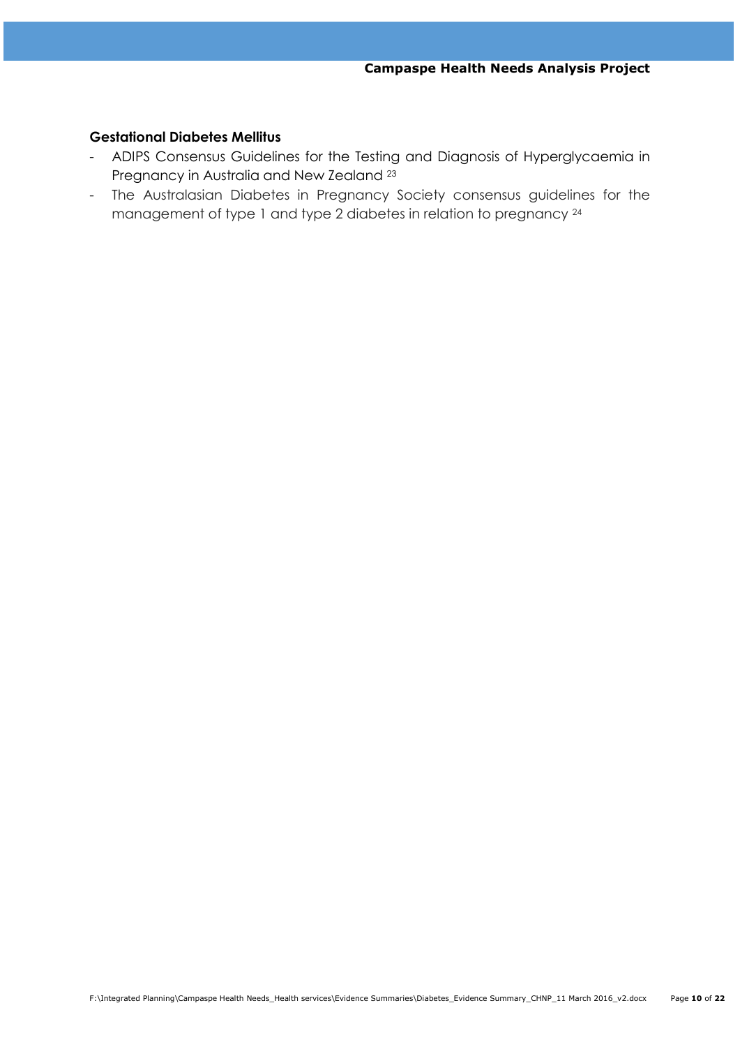### Gestational Diabetes Mellitus

- ADIPS Consensus Guidelines for the Testing and Diagnosis of Hyperglycaemia in Pregnancy in Australia and New Zealand [23]
- The Australasian Diabetes in Pregnancy Society consensus guidelines for the management of type 1 and type 2 diabetes in relation to pregnancy [24]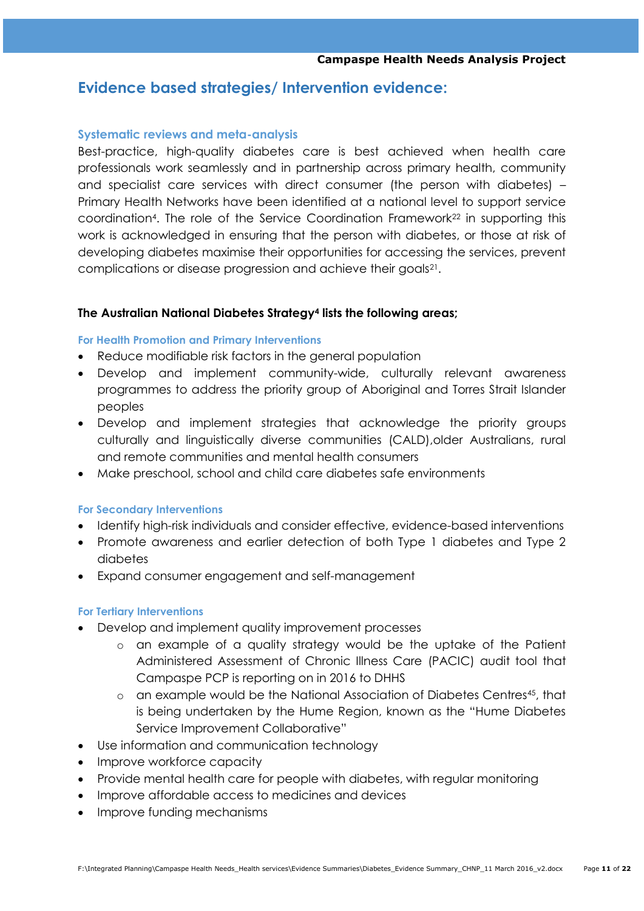## Evidence based strategies/ Intervention evidence:

### Systematic reviews and meta-analysis

Best-practice, high-quality diabetes care is best achieved when health care professionals work seamlessly and in partnership across primary health, community and specialist care services with direct consumer (the person with diabetes) – Primary Health Networks have been identified at a national level to support service coordination[4]. The role of the Service Coordination Framework[22] in supporting this work is acknowledged in ensuring that the person with diabetes, or those at risk of developing diabetes maximise their opportunities for accessing the services, prevent complications or disease progression and achieve their goals[21].

**The Australian National Diabetes Strategy[4] lists the following areas;**

#### For Health Promotion and Primary Interventions

- Reduce modifiable risk factors in the general population
- Develop and implement community-wide, culturally relevant awareness programmes to address the priority group of Aboriginal and Torres Strait Islander peoples
- Develop and implement strategies that acknowledge the priority groups culturally and linguistically diverse communities (CALD),older Australians, rural and remote communities and mental health consumers
- Make preschool, school and child care diabetes safe environments

#### For Secondary Interventions

- Identify high-risk individuals and consider effective, evidence-based interventions
- Promote awareness and earlier detection of both Type 1 diabetes and Type 2 diabetes
- Expand consumer engagement and self-management

#### For Tertiary Interventions

- Develop and implement quality improvement processes
  - an example of a quality strategy would be the uptake of the Patient Administered Assessment of Chronic Illness Care (PACIC) audit tool that Campaspe PCP is reporting on in 2016 to DHHS
  - an example would be the National Association of Diabetes Centres[45], that is being undertaken by the Hume Region, known as the "Hume Diabetes Service Improvement Collaborative"
- Use information and communication technology
- Improve workforce capacity
- Provide mental health care for people with diabetes, with regular monitoring
- Improve affordable access to medicines and devices
- Improve funding mechanisms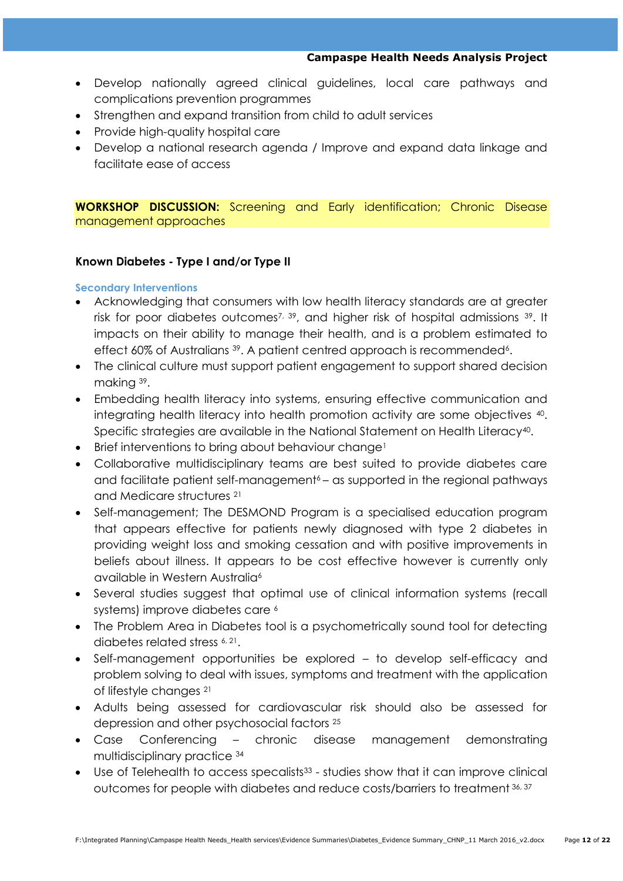- Develop nationally agreed clinical guidelines, local care pathways and complications prevention programmes
- Strengthen and expand transition from child to adult services
- Provide high-quality hospital care
- Develop a national research agenda / Improve and expand data linkage and facilitate ease of access

**WORKSHOP DISCUSSION:** Screening and Early identification; Chronic Disease management approaches

### Known Diabetes - Type I and/or Type II

#### Secondary Interventions

- Acknowledging that consumers with low health literacy standards are at greater risk for poor diabetes outcomes[7, 39], and higher risk of hospital admissions [39]. It impacts on their ability to manage their health, and is a problem estimated to effect 60% of Australians [39]. A patient centred approach is recommended[6].
- The clinical culture must support patient engagement to support shared decision making [39].
- Embedding health literacy into systems, ensuring effective communication and integrating health literacy into health promotion activity are some objectives [40]. Specific strategies are available in the National Statement on Health Literacy[40].
- Brief interventions to bring about behaviour change[1]
- Collaborative multidisciplinary teams are best suited to provide diabetes care and facilitate patient self-management[6] – as supported in the regional pathways and Medicare structures [21]
- Self-management; The DESMOND Program is a specialised education program that appears effective for patients newly diagnosed with type 2 diabetes in providing weight loss and smoking cessation and with positive improvements in beliefs about illness. It appears to be cost effective however is currently only available in Western Australia[6]
- Several studies suggest that optimal use of clinical information systems (recall systems) improve diabetes care [6]
- The Problem Area in Diabetes tool is a psychometrically sound tool for detecting diabetes related stress [6, 21].
- Self-management opportunities be explored – to develop self-efficacy and problem solving to deal with issues, symptoms and treatment with the application of lifestyle changes [21]
- Adults being assessed for cardiovascular risk should also be assessed for depression and other psychosocial factors [25]
- Case Conferencing – chronic disease management demonstrating multidisciplinary practice [34]
- Use of Telehealth to access specalists[33] - studies show that it can improve clinical outcomes for people with diabetes and reduce costs/barriers to treatment [36, 37]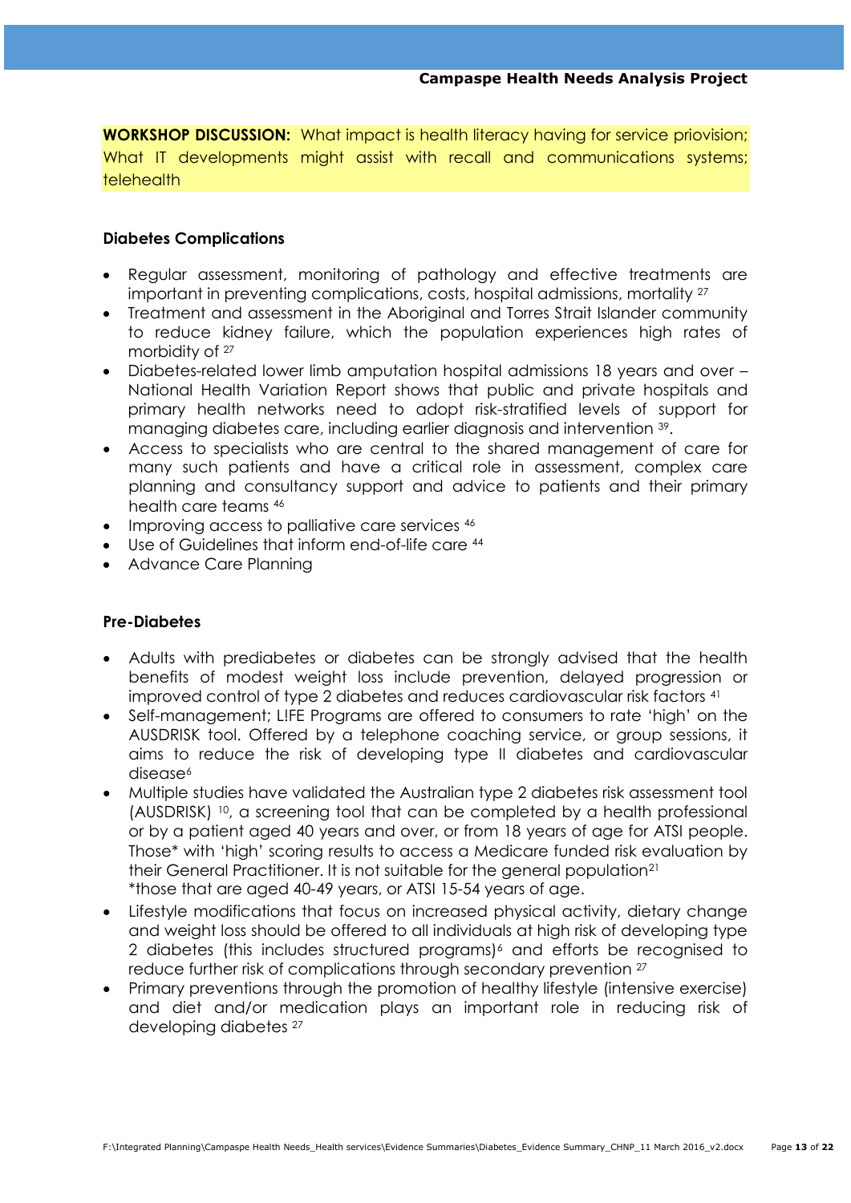**WORKSHOP DISCUSSION:** What impact is health literacy having for service priovision; What IT developments might assist with recall and communications systems; telehealth

### Diabetes Complications

- Regular assessment, monitoring of pathology and effective treatments are important in preventing complications, costs, hospital admissions, mortality [27]
- Treatment and assessment in the Aboriginal and Torres Strait Islander community to reduce kidney failure, which the population experiences high rates of morbidity of [27]
- Diabetes-related lower limb amputation hospital admissions 18 years and over – National Health Variation Report shows that public and private hospitals and primary health networks need to adopt risk-stratified levels of support for managing diabetes care, including earlier diagnosis and intervention [39].
- Access to specialists who are central to the shared management of care for many such patients and have a critical role in assessment, complex care planning and consultancy support and advice to patients and their primary health care teams [46]
- Improving access to palliative care services [46]
- Use of Guidelines that inform end-of-life care [44]
- Advance Care Planning

### Pre-Diabetes

- Adults with prediabetes or diabetes can be strongly advised that the health benefits of modest weight loss include prevention, delayed progression or improved control of type 2 diabetes and reduces cardiovascular risk factors [41]
- Self-management; L!FE Programs are offered to consumers to rate 'high' on the AUSDRISK tool. Offered by a telephone coaching service, or group sessions, it aims to reduce the risk of developing type II diabetes and cardiovascular disease[6]
- Multiple studies have validated the Australian type 2 diabetes risk assessment tool (AUSDRISK) [10], a screening tool that can be completed by a health professional or by a patient aged 40 years and over, or from 18 years of age for ATSI people. Those* with 'high' scoring results to access a Medicare funded risk evaluation by their General Practitioner. It is not suitable for the general population[21]
  *those that are aged 40-49 years, or ATSI 15-54 years of age.
- Lifestyle modifications that focus on increased physical activity, dietary change and weight loss should be offered to all individuals at high risk of developing type 2 diabetes (this includes structured programs)[6] and efforts be recognised to reduce further risk of complications through secondary prevention [27]
- Primary preventions through the promotion of healthy lifestyle (intensive exercise) and diet and/or medication plays an important role in reducing risk of developing diabetes [27]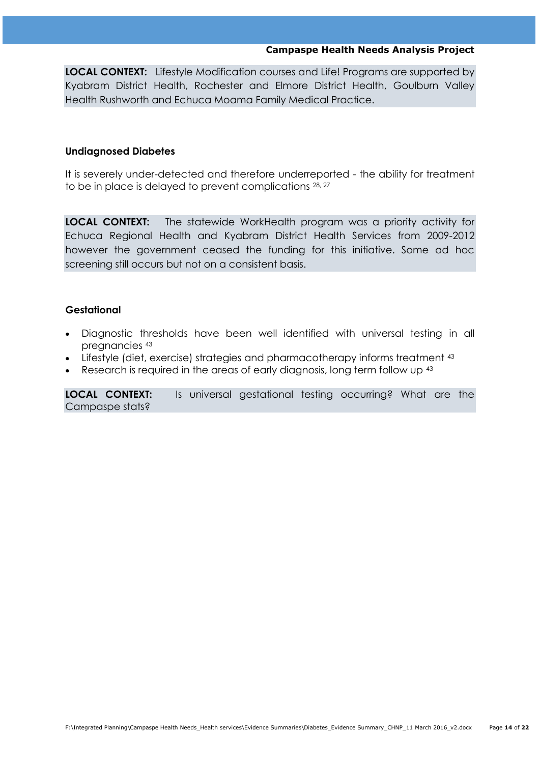**LOCAL CONTEXT:** Lifestyle Modification courses and Life! Programs are supported by Kyabram District Health, Rochester and Elmore District Health, Goulburn Valley Health Rushworth and Echuca Moama Family Medical Practice.

### Undiagnosed Diabetes

It is severely under-detected and therefore underreported - the ability for treatment to be in place is delayed to prevent complications [28, 27]

**LOCAL CONTEXT:** The statewide WorkHealth program was a priority activity for Echuca Regional Health and Kyabram District Health Services from 2009-2012 however the government ceased the funding for this initiative. Some ad hoc screening still occurs but not on a consistent basis.

### Gestational

- Diagnostic thresholds have been well identified with universal testing in all pregnancies [43]
- Lifestyle (diet, exercise) strategies and pharmacotherapy informs treatment [43]
- Research is required in the areas of early diagnosis, long term follow up [43]

**LOCAL CONTEXT:** Is universal gestational testing occurring? What are the Campaspe stats?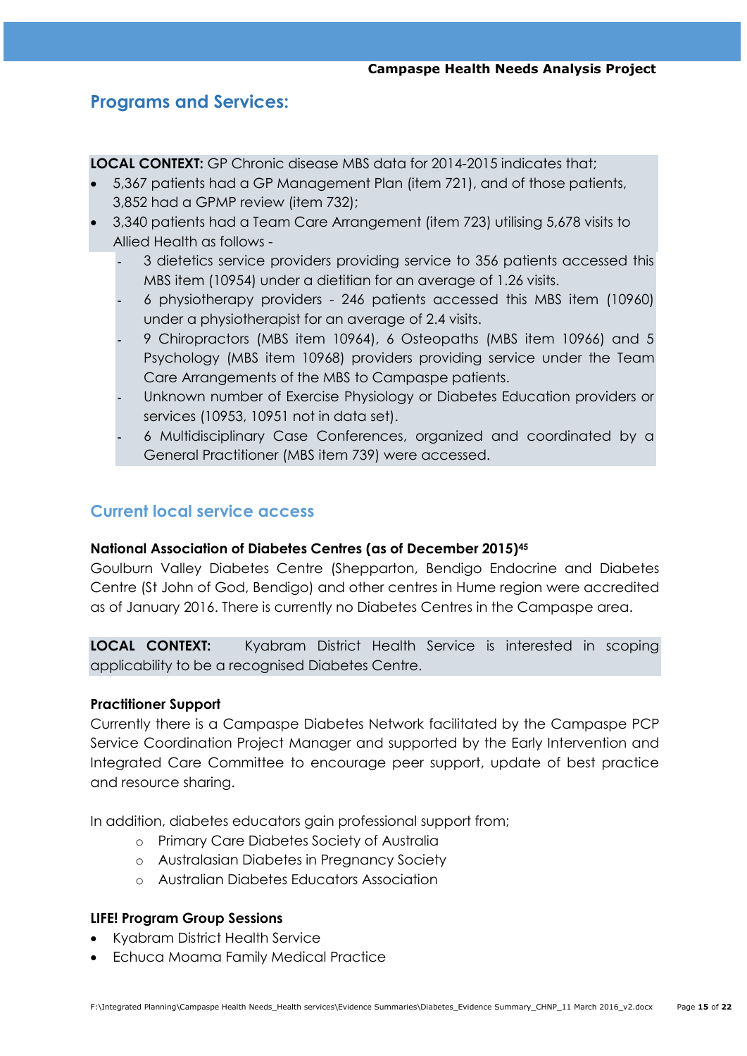## Programs and Services:

**LOCAL CONTEXT:** GP Chronic disease MBS data for 2014-2015 indicates that;

- 5,367 patients had a GP Management Plan (item 721), and of those patients, 3,852 had a GPMP review (item 732);
- 3,340 patients had a Team Care Arrangement (item 723) utilising 5,678 visits to Allied Health as follows -
  - 3 dietetics service providers providing service to 356 patients accessed this MBS item (10954) under a dietitian for an average of 1.26 visits.
  - 6 physiotherapy providers - 246 patients accessed this MBS item (10960) under a physiotherapist for an average of 2.4 visits.
  - 9 Chiropractors (MBS item 10964), 6 Osteopaths (MBS item 10966) and 5 Psychology (MBS item 10968) providers providing service under the Team Care Arrangements of the MBS to Campaspe patients.
  - Unknown number of Exercise Physiology or Diabetes Education providers or services (10953, 10951 not in data set).
  - 6 Multidisciplinary Case Conferences, organized and coordinated by a General Practitioner (MBS item 739) were accessed.

### Current local service access

**National Association of Diabetes Centres (as of December 2015)[45]**

Goulburn Valley Diabetes Centre (Shepparton, Bendigo Endocrine and Diabetes Centre (St John of God, Bendigo) and other centres in Hume region were accredited as of January 2016. There is currently no Diabetes Centres in the Campaspe area.

**LOCAL CONTEXT:** Kyabram District Health Service is interested in scoping applicability to be a recognised Diabetes Centre.

**Practitioner Support**

Currently there is a Campaspe Diabetes Network facilitated by the Campaspe PCP Service Coordination Project Manager and supported by the Early Intervention and Integrated Care Committee to encourage peer support, update of best practice and resource sharing.

In addition, diabetes educators gain professional support from;

- Primary Care Diabetes Society of Australia
- Australasian Diabetes in Pregnancy Society
- Australian Diabetes Educators Association

**LIFE! Program Group Sessions**

- Kyabram District Health Service
- Echuca Moama Family Medical Practice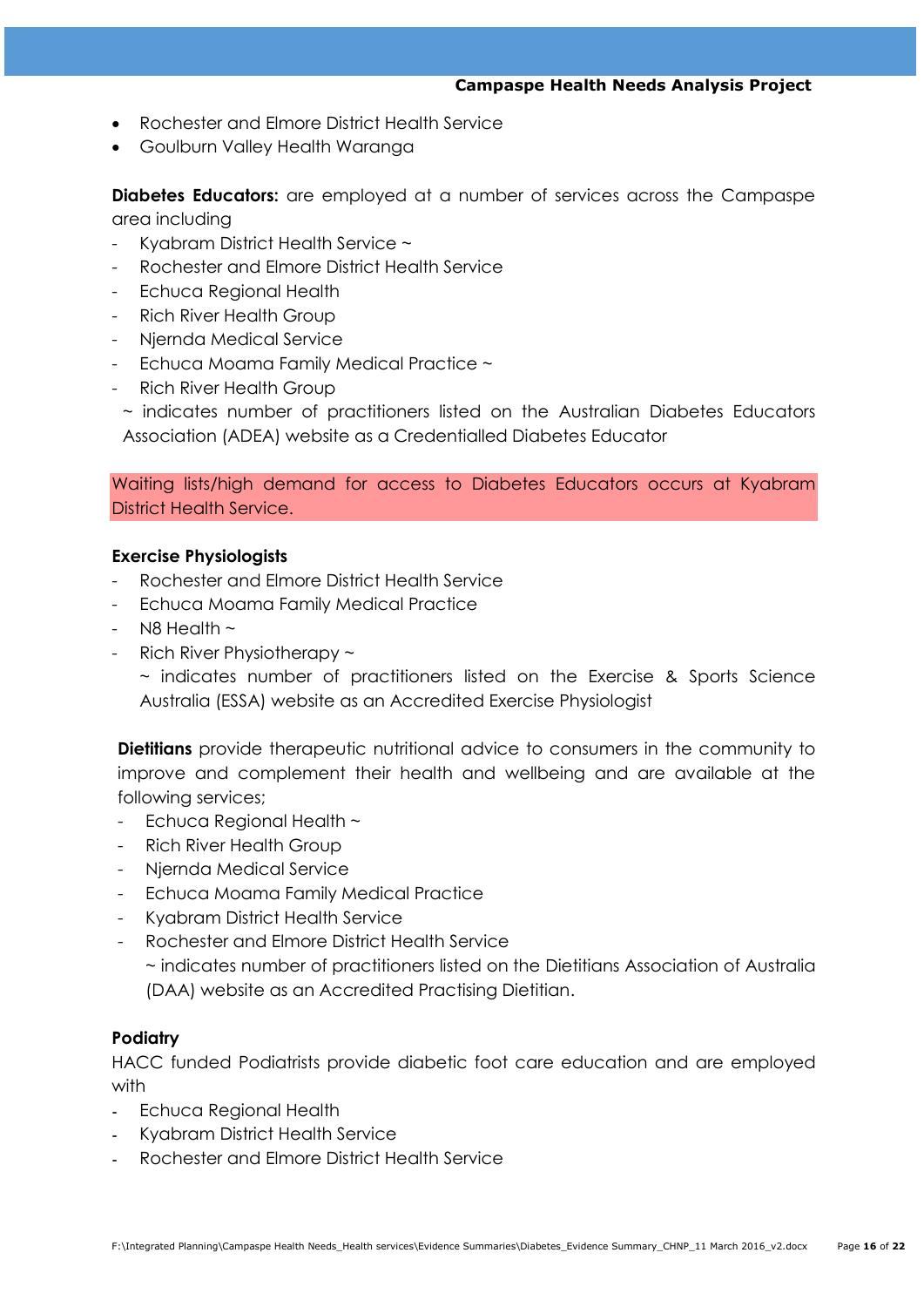- Rochester and Elmore District Health Service
- Goulburn Valley Health Waranga

**Diabetes Educators:** are employed at a number of services across the Campaspe area including

- Kyabram District Health Service ~
- Rochester and Elmore District Health Service
- Echuca Regional Health
- Rich River Health Group
- Njernda Medical Service
- Echuca Moama Family Medical Practice ~
- Rich River Health Group

~ indicates number of practitioners listed on the Australian Diabetes Educators Association (ADEA) website as a Credentialled Diabetes Educator

Waiting lists/high demand for access to Diabetes Educators occurs at Kyabram District Health Service.

**Exercise Physiologists**

- Rochester and Elmore District Health Service
- Echuca Moama Family Medical Practice
- N8 Health ~
- Rich River Physiotherapy ~

~ indicates number of practitioners listed on the Exercise & Sports Science Australia (ESSA) website as an Accredited Exercise Physiologist

**Dietitians** provide therapeutic nutritional advice to consumers in the community to improve and complement their health and wellbeing and are available at the following services;

- Echuca Regional Health ~
- Rich River Health Group
- Njernda Medical Service
- Echuca Moama Family Medical Practice
- Kyabram District Health Service
- Rochester and Elmore District Health Service

~ indicates number of practitioners listed on the Dietitians Association of Australia (DAA) website as an Accredited Practising Dietitian.

**Podiatry**

HACC funded Podiatrists provide diabetic foot care education and are employed with

- Echuca Regional Health
- Kyabram District Health Service
- Rochester and Elmore District Health Service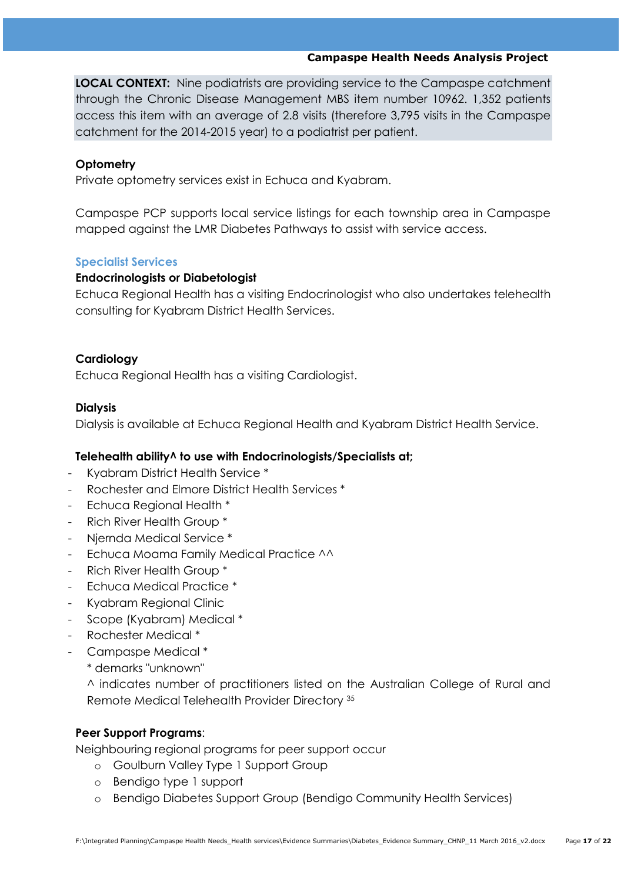**LOCAL CONTEXT:** Nine podiatrists are providing service to the Campaspe catchment through the Chronic Disease Management MBS item number 10962. 1,352 patients access this item with an average of 2.8 visits (therefore 3,795 visits in the Campaspe catchment for the 2014-2015 year) to a podiatrist per patient.

**Optometry**

Private optometry services exist in Echuca and Kyabram.

Campaspe PCP supports local service listings for each township area in Campaspe mapped against the LMR Diabetes Pathways to assist with service access.

## Specialist Services

**Endocrinologists or Diabetologist**

Echuca Regional Health has a visiting Endocrinologist who also undertakes telehealth consulting for Kyabram District Health Services.

**Cardiology**

Echuca Regional Health has a visiting Cardiologist.

**Dialysis**

Dialysis is available at Echuca Regional Health and Kyabram District Health Service.

**Telehealth ability^ to use with Endocrinologists/Specialists at;**

- Kyabram District Health Service *
- Rochester and Elmore District Health Services *
- Echuca Regional Health *
- Rich River Health Group *
- Njernda Medical Service *
- Echuca Moama Family Medical Practice ^^
- Rich River Health Group *
- Echuca Medical Practice *
- Kyabram Regional Clinic
- Scope (Kyabram) Medical *
- Rochester Medical *
- Campaspe Medical *

  * demarks "unknown"

  ^ indicates number of practitioners listed on the Australian College of Rural and Remote Medical Telehealth Provider Directory [35]

**Peer Support Programs**:

Neighbouring regional programs for peer support occur

- Goulburn Valley Type 1 Support Group
- Bendigo type 1 support
- Bendigo Diabetes Support Group (Bendigo Community Health Services)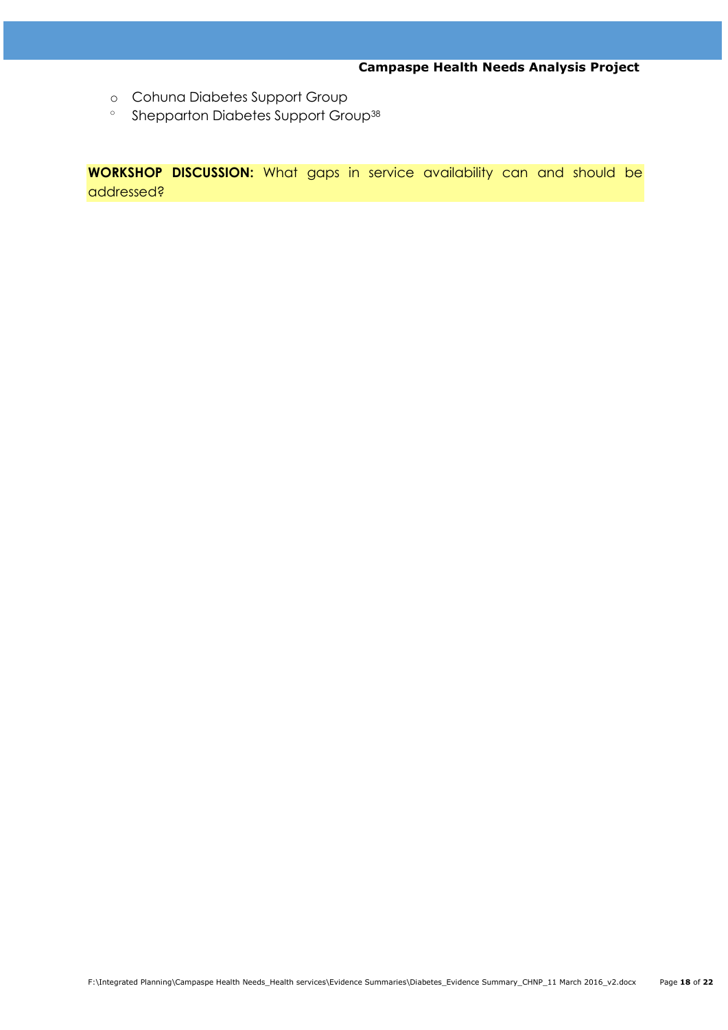- Cohuna Diabetes Support Group
- Shepparton Diabetes Support Group[38]

**WORKSHOP DISCUSSION:** What gaps in service availability can and should be addressed?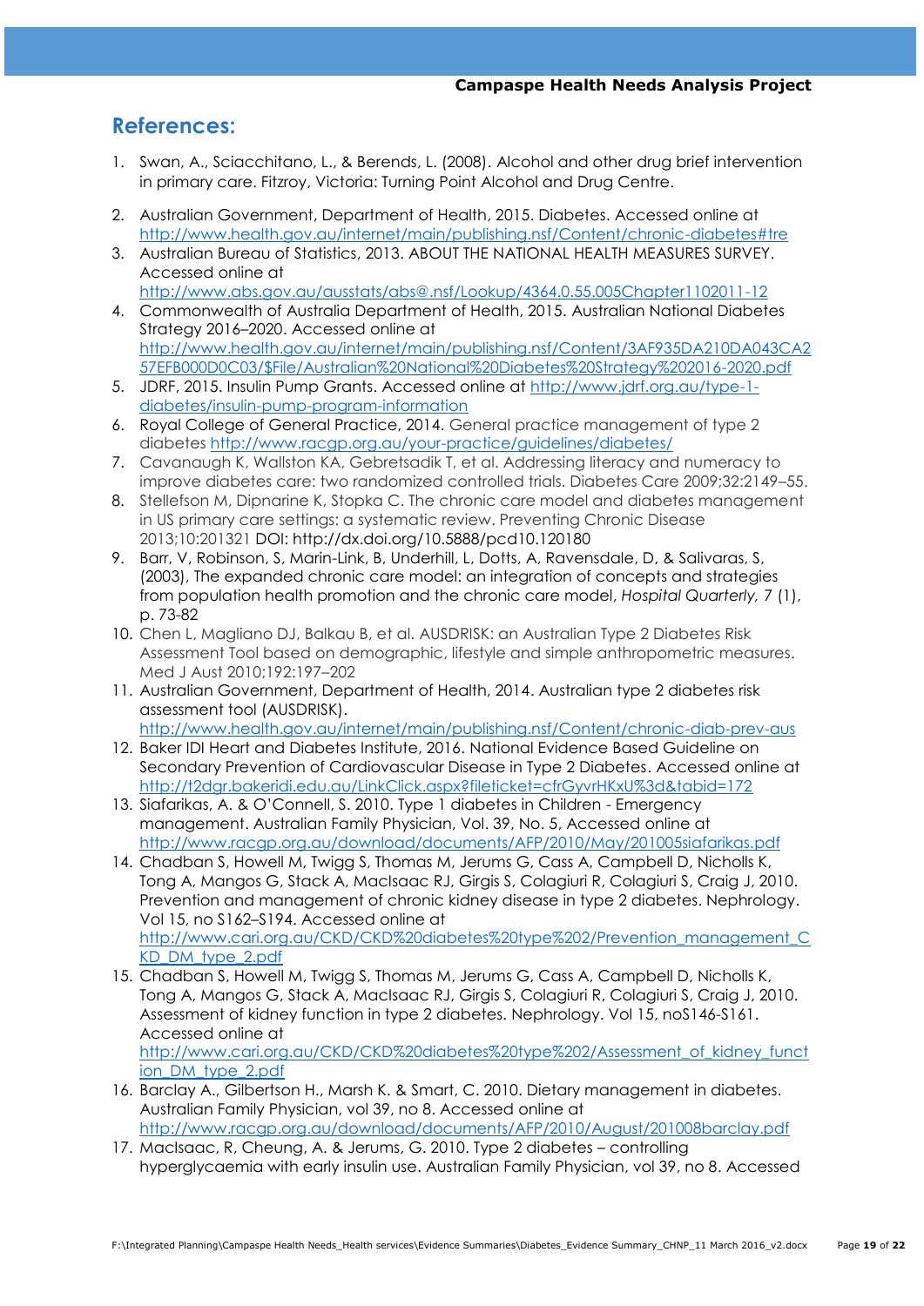## References:

1. Swan, A., Sciacchitano, L., & Berends, L. (2008). Alcohol and other drug brief intervention in primary care. Fitzroy, Victoria: Turning Point Alcohol and Drug Centre.

2. Australian Government, Department of Health, 2015. Diabetes. Accessed online at http://www.health.gov.au/internet/main/publishing.nsf/Content/chronic-diabetes#tre
3. Australian Bureau of Statistics, 2013. ABOUT THE NATIONAL HEALTH MEASURES SURVEY. Accessed online at http://www.abs.gov.au/ausstats/abs@.nsf/Lookup/4364.0.55.005Chapter1102011-12
4. Commonwealth of Australia Department of Health, 2015. Australian National Diabetes Strategy 2016–2020. Accessed online at http://www.health.gov.au/internet/main/publishing.nsf/Content/3AF935DA210DA043CA257EFB000D0C03/$File/Australian%20National%20Diabetes%20Strategy%202016-2020.pdf
5. JDRF, 2015. Insulin Pump Grants. Accessed online at http://www.jdrf.org.au/type-1-diabetes/insulin-pump-program-information
6. Royal College of General Practice, 2014. General practice management of type 2 diabetes http://www.racgp.org.au/your-practice/guidelines/diabetes/
7. Cavanaugh K, Wallston KA, Gebretsadik T, et al. Addressing literacy and numeracy to improve diabetes care: two randomized controlled trials. Diabetes Care 2009;32:2149–55.
8. Stellefson M, Dipnarine K, Stopka C. The chronic care model and diabetes management in US primary care settings: a systematic review. Preventing Chronic Disease 2013;10:201321 DOI: http://dx.doi.org/10.5888/pcd10.120180
9. Barr, V, Robinson, S, Marin-Link, B, Underhill, L, Dotts, A, Ravensdale, D, & Salivaras, S, (2003), The expanded chronic care model: an integration of concepts and strategies from population health promotion and the chronic care model, *Hospital Quarterly,* 7 (1), p. 73-82
10. Chen L, Magliano DJ, Balkau B, et al. AUSDRISK: an Australian Type 2 Diabetes Risk Assessment Tool based on demographic, lifestyle and simple anthropometric measures. Med J Aust 2010;192:197–202
11. Australian Government, Department of Health, 2014. Australian type 2 diabetes risk assessment tool (AUSDRISK). http://www.health.gov.au/internet/main/publishing.nsf/Content/chronic-diab-prev-aus
12. Baker IDI Heart and Diabetes Institute, 2016. National Evidence Based Guideline on Secondary Prevention of Cardiovascular Disease in Type 2 Diabetes. Accessed online at http://t2dgr.bakeridi.edu.au/LinkClick.aspx?fileticket=cfrGyvrHKxU%3d&tabid=172
13. Siafarikas, A. & O'Connell, S. 2010. Type 1 diabetes in Children - Emergency management. Australian Family Physician, Vol. 39, No. 5, Accessed online at http://www.racgp.org.au/download/documents/AFP/2010/May/201005siafarikas.pdf
14. Chadban S, Howell M, Twigg S, Thomas M, Jerums G, Cass A, Campbell D, Nicholls K, Tong A, Mangos G, Stack A, MacIsaac RJ, Girgis S, Colagiuri R, Colagiuri S, Craig J, 2010. Prevention and management of chronic kidney disease in type 2 diabetes. Nephrology. Vol 15, no S162–S194. Accessed online at http://www.cari.org.au/CKD/CKD%20diabetes%20type%202/Prevention_management_CKD_DM_type_2.pdf
15. Chadban S, Howell M, Twigg S, Thomas M, Jerums G, Cass A, Campbell D, Nicholls K, Tong A, Mangos G, Stack A, MacIsaac RJ, Girgis S, Colagiuri R, Colagiuri S, Craig J, 2010. Assessment of kidney function in type 2 diabetes. Nephrology. Vol 15, noS146-S161. Accessed online at http://www.cari.org.au/CKD/CKD%20diabetes%20type%202/Assessment_of_kidney_function_DM_type_2.pdf
16. Barclay A., Gilbertson H., Marsh K. & Smart, C. 2010. Dietary management in diabetes. Australian Family Physician, vol 39, no 8. Accessed online at http://www.racgp.org.au/download/documents/AFP/2010/August/201008barclay.pdf
17. MacIsaac, R, Cheung, A. & Jerums, G. 2010. Type 2 diabetes – controlling hyperglycaemia with early insulin use. Australian Family Physician, vol 39, no 8. Accessed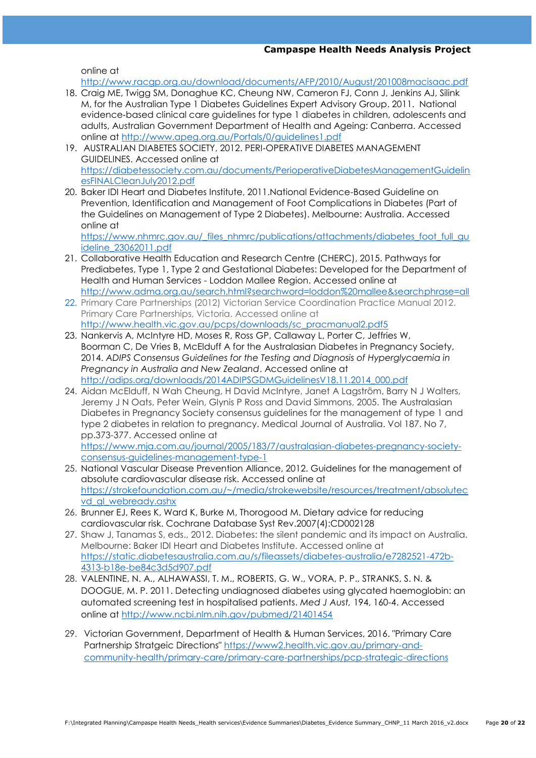online at http://www.racgp.org.au/download/documents/AFP/2010/August/201008macisaac.pdf

18. Craig ME, Twigg SM, Donaghue KC, Cheung NW, Cameron FJ, Conn J, Jenkins AJ, Silink M, for the Australian Type 1 Diabetes Guidelines Expert Advisory Group. 2011. National evidence-based clinical care guidelines for type 1 diabetes in children, adolescents and adults, Australian Government Department of Health and Ageing: Canberra. Accessed online at http://www.apeg.org.au/Portals/0/guidelines1.pdf
19. AUSTRALIAN DIABETES SOCIETY, 2012. PERI-OPERATIVE DIABETES MANAGEMENT GUIDELINES. Accessed online at https://diabetessociety.com.au/documents/PerioperativeDiabetesManagementGuidelinesFINALCleanJuly2012.pdf
20. Baker IDI Heart and Diabetes Institute, 2011.National Evidence-Based Guideline on Prevention, Identification and Management of Foot Complications in Diabetes (Part of the Guidelines on Management of Type 2 Diabetes). Melbourne: Australia. Accessed online at https://www.nhmrc.gov.au/_files_nhmrc/publications/attachments/diabetes_foot_full_guideline_23062011.pdf
21. Collaborative Health Education and Research Centre (CHERC), 2015. Pathways for Prediabetes, Type 1, Type 2 and Gestational Diabetes: Developed for the Department of Health and Human Services - Loddon Mallee Region. Accessed online at http://www.adma.org.au/search.html?searchword=loddon%20mallee&searchphrase=all
22. Primary Care Partnerships (2012) Victorian Service Coordination Practice Manual 2012. Primary Care Partnerships, Victoria. Accessed online at http://www.health.vic.gov.au/pcps/downloads/sc_pracmanual2.pdf5
23. Nankervis A, McIntyre HD, Moses R, Ross GP, Callaway L, Porter C, Jeffries W, Boorman C, De Vries B, McElduff A for the Australasian Diabetes in Pregnancy Society, 2014. *ADIPS Consensus Guidelines for the Testing and Diagnosis of Hyperglycaemia in Pregnancy in Australia and New Zealand*. Accessed online at http://adips.org/downloads/2014ADIPSGDMGuidelinesV18.11.2014_000.pdf
24. Aidan McElduff, N Wah Cheung, H David McIntyre, Janet A Lagström, Barry N J Walters, Jeremy J N Oats, Peter Wein, Glynis P Ross and David Simmons, 2005. The Australasian Diabetes in Pregnancy Society consensus guidelines for the management of type 1 and type 2 diabetes in relation to pregnancy. Medical Journal of Australia. Vol 187. No 7, pp.373-377. Accessed online at https://www.mja.com.au/journal/2005/183/7/australasian-diabetes-pregnancy-society-consensus-guidelines-management-type-1
25. National Vascular Disease Prevention Alliance, 2012. Guidelines for the management of absolute cardiovascular disease risk. Accessed online at https://strokefoundation.com.au/~/media/strokewebsite/resources/treatment/absolutecvd_gl_webready.ashx
26. Brunner EJ, Rees K, Ward K, Burke M, Thorogood M. Dietary advice for reducing cardiovascular risk. Cochrane Database Syst Rev.2007(4):CD002128
27. Shaw J, Tanamas S, eds., 2012. Diabetes: the silent pandemic and its impact on Australia. Melbourne: Baker IDI Heart and Diabetes Institute. Accessed online at https://static.diabetesaustralia.com.au/s/fileassets/diabetes-australia/e7282521-472b-4313-b18e-be84c3d5d907.pdf
28. VALENTINE, N. A., ALHAWASSI, T. M., ROBERTS, G. W., VORA, P. P., STRANKS, S. N. & DOOGUE, M. P. 2011. Detecting undiagnosed diabetes using glycated haemoglobin: an automated screening test in hospitalised patients. *Med J Aust,* 194, 160-4. Accessed online at http://www.ncbi.nlm.nih.gov/pubmed/21401454
29. Victorian Government, Department of Health & Human Services, 2016. "Primary Care Partnership Stratgeic Directions" https://www2.health.vic.gov.au/primary-and-community-health/primary-care/primary-care-partnerships/pcp-strategic-directions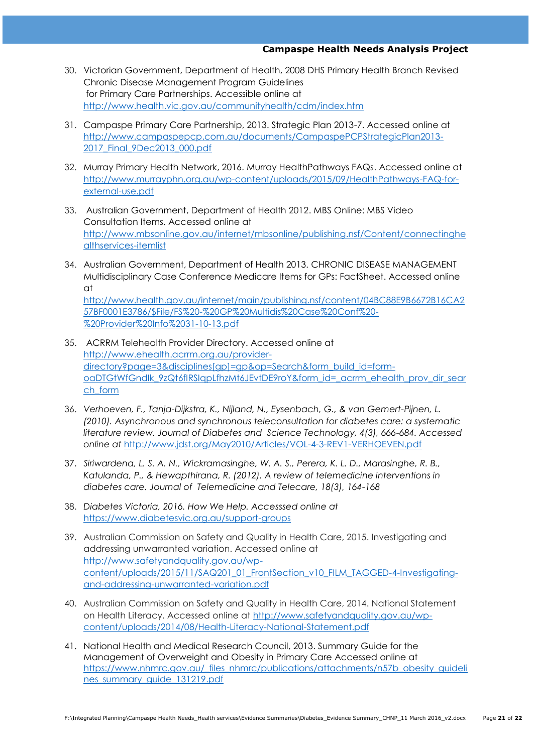30. Victorian Government, Department of Health, 2008 DHS Primary Health Branch Revised Chronic Disease Management Program Guidelines for Primary Care Partnerships. Accessible online at http://www.health.vic.gov.au/communityhealth/cdm/index.htm

31. Campaspe Primary Care Partnership, 2013. Strategic Plan 2013-7. Accessed online at http://www.campaspepcp.com.au/documents/CampaspePCPStrategicPlan2013-2017_Final_9Dec2013_000.pdf

32. Murray Primary Health Network, 2016. Murray HealthPathways FAQs. Accessed online at http://www.murrayphn.org.au/wp-content/uploads/2015/09/HealthPathways-FAQ-for-external-use.pdf

33. Australian Government, Department of Health 2012. MBS Online: MBS Video Consultation Items. Accessed online at http://www.mbsonline.gov.au/internet/mbsonline/publishing.nsf/Content/connectinghealthservices-itemlist

34. Australian Government, Department of Health 2013. CHRONIC DISEASE MANAGEMENT Multidisciplinary Case Conference Medicare Items for GPs: FactSheet. Accessed online at http://www.health.gov.au/internet/main/publishing.nsf/content/04BC88E9B6672B16CA257BF0001E3786/$File/FS%20-%20GP%20Multidis%20Case%20Conf%20-%20Provider%20Info%2031-10-13.pdf

35. ACRRM Telehealth Provider Directory. Accessed online at http://www.ehealth.acrrm.org.au/provider-directory?page=3&disciplines[gp]=gp&op=Search&form_build_id=form-oaDTGtWfGndlk_9zQt6fIRSlqpLfhzMt6JEvtDE9roY&form_id=_acrrm_ehealth_prov_dir_search_form

36. *Verhoeven, F., Tanja-Dijkstra, K., Nijland, N., Eysenbach, G., & van Gemert-Pijnen, L. (2010). Asynchronous and synchronous teleconsultation for diabetes care: a systematic literature review. Journal of Diabetes and Science Technology, 4(3), 666-684. Accessed online at* http://www.jdst.org/May2010/Articles/VOL-4-3-REV1-VERHOEVEN.pdf

37. *Siriwardena, L. S. A. N., Wickramasinghe, W. A. S., Perera, K. L. D., Marasinghe, R. B., Katulanda, P., & Hewapthirana, R. (2012). A review of telemedicine interventions in diabetes care. Journal of Telemedicine and Telecare, 18(3), 164-168*

38. *Diabetes Victoria, 2016. How We Help. Accesssed online at* https://www.diabetesvic.org.au/support-groups

39. Australian Commission on Safety and Quality in Health Care, 2015. Investigating and addressing unwarranted variation. Accessed online at http://www.safetyandquality.gov.au/wp-content/uploads/2015/11/SAQ201_01_FrontSection_v10_FILM_TAGGED-4-Investigating-and-addressing-unwarranted-variation.pdf

40. Australian Commission on Safety and Quality in Health Care, 2014. National Statement on Health Literacy. Accessed online at http://www.safetyandquality.gov.au/wp-content/uploads/2014/08/Health-Literacy-National-Statement.pdf

41. National Health and Medical Research Council, 2013. Summary Guide for the Management of Overweight and Obesity in Primary Care Accessed online at https://www.nhmrc.gov.au/_files_nhmrc/publications/attachments/n57b_obesity_guidelines_summary_guide_131219.pdf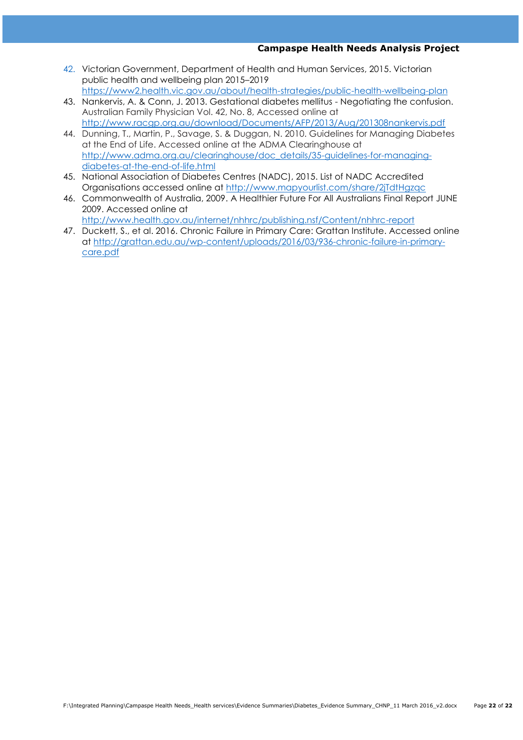42. Victorian Government, Department of Health and Human Services, 2015. Victorian public health and wellbeing plan 2015–2019 https://www2.health.vic.gov.au/about/health-strategies/public-health-wellbeing-plan
43. Nankervis, A. & Conn, J. 2013. Gestational diabetes mellitus - Negotiating the confusion. Australian Family Physician Vol. 42, No. 8, Accessed online at http://www.racgp.org.au/download/Documents/AFP/2013/Aug/201308nankervis.pdf
44. Dunning, T., Martin, P., Savage, S. & Duggan, N. 2010. Guidelines for Managing Diabetes at the End of Life. Accessed online at the ADMA Clearinghouse at http://www.adma.org.au/clearinghouse/doc_details/35-guidelines-for-managing-diabetes-at-the-end-of-life.html
45. National Association of Diabetes Centres (NADC), 2015. List of NADC Accredited Organisations accessed online at http://www.mapyourlist.com/share/2jTdtHgzqc
46. Commonwealth of Australia, 2009. A Healthier Future For All Australians Final Report JUNE 2009. Accessed online at http://www.health.gov.au/internet/nhhrc/publishing.nsf/Content/nhhrc-report
47. Duckett, S., et al. 2016. Chronic Failure in Primary Care: Grattan Institute. Accessed online at http://grattan.edu.au/wp-content/uploads/2016/03/936-chronic-failure-in-primary-care.pdf